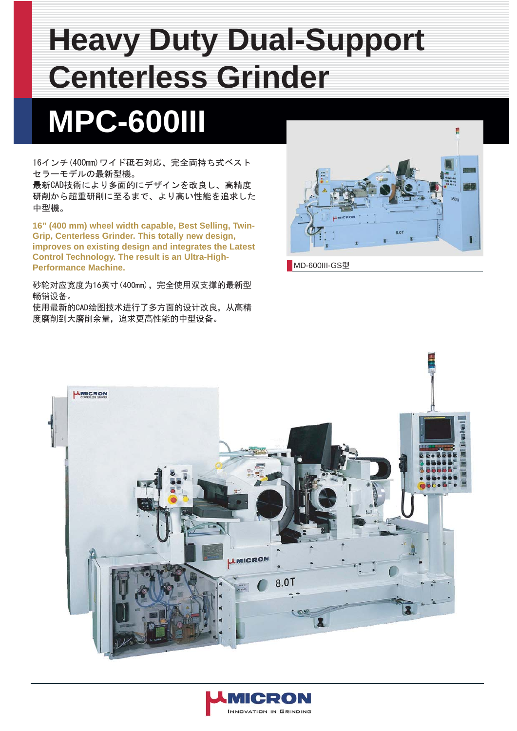# Heavy Duty Dual-Support Centerless Grinder

# MPC-600III

16インチ(400mm)ワイド砥石対応、完全両持ち式ベストセラーモデルの最新型機。
最新CAD技術により多面的にデザインを改良し、高精度研削から超重研削に至るまで、より高い性能を追求した中型機。

**16" (400 mm) wheel width capable, Best Selling, Twin-Grip, Centerless Grinder. This totally new design, improves on existing design and integrates the Latest Control Technology. The result is an Ultra-High-Performance Machine.**

砂轮对应宽度为16英寸(400mm)，完全使用双支撑的最新型畅销设备。
使用最新的CAD绘图技术进行了多方面的设计改良，从高精度磨削到大磨削余量，追求更高性能的中型设备。

MD-600III-GS型

MICRON
INNOVATION IN GRINDING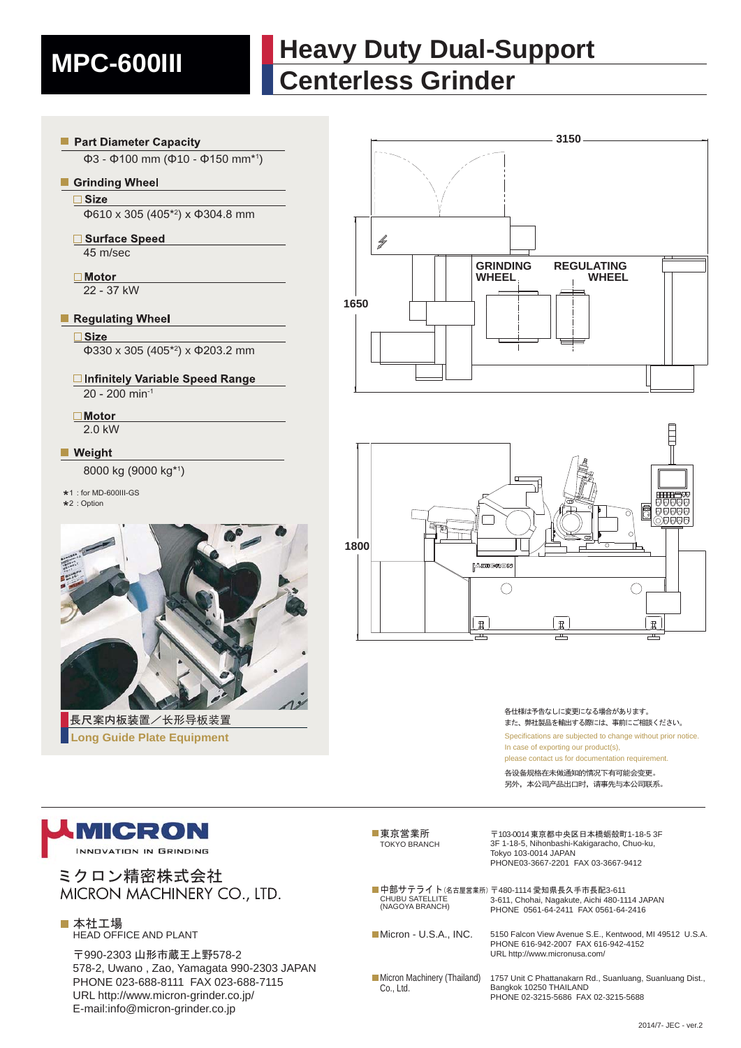# MPC-600III

# Heavy Duty Dual-Support Centerless Grinder

## Part Diameter Capacity

Φ3 - Φ100 mm (Φ10 - Φ150 mm*[1])

## Grinding Wheel

**Size**

Φ610 x 305 (405*[2]) x Φ304.8 mm

**Surface Speed**

45 m/sec

**Motor**

22 - 37 kW

## Regulating Wheel

**Size**

Φ330 x 305 (405*[2]) x Φ203.2 mm

**Infinitely Variable Speed Range**

20 - 200 $min^{-1}$

**Motor**

2.0 kW

## Weight

8000 kg (9000 kg*[1])

*1 : for MD-600III-GS
*2 : Option

長尺案内板装置／长形导板装置
**Long Guide Plate Equipment**

3150
1650
GRINDING WHEEL
REGULATING WHEEL
1800

各仕様は予告なしに変更になる場合があります。
また、弊社製品を輸出する際には、事前にご相談ください。
Specifications are subjected to change without prior notice.
In case of exporting our product(s),
please contact us for documentation requirement.
各设备规格在未做通知的情况下有可能会变更。
另外，本公司产品出口时，请事先与本公司联系。

MICRON
INNOVATION IN GRINDING

ミクロン精密株式会社
MICRON MACHINERY CO., LTD.

■ 本社工場
HEAD OFFICE AND PLANT

〒990-2303 山形市蔵王上野578-2
578-2, Uwano , Zao, Yamagata 990-2303 JAPAN
PHONE 023-688-8111 FAX 023-688-7115
URL http://www.micron-grinder.co.jp/
E-mail:info@micron-grinder.co.jp

■東京営業所
TOKYO BRANCH
〒103-0014 東京都中央区日本橋蛎殻町1-18-5 3F
3F 1-18-5, Nihonbashi-Kakigaracho, Chuo-ku,
Tokyo 103-0014 JAPAN
PHONE03-3667-2201 FAX 03-3667-9412

■中部サテライト(名古屋営業所)
CHUBU SATELLITE
(NAGOYA BRANCH)
〒480-1114 愛知県長久手市長配3-611
3-611, Chohai, Nagakute, Aichi 480-1114 JAPAN
PHONE 0561-64-2411 FAX 0561-64-2416

■Micron - U.S.A., INC.
5150 Falcon View Avenue S.E., Kentwood, MI 49512 U.S.A.
PHONE 616-942-2007 FAX 616-942-4152
URL http://www.micronusa.com/

■Micron Machinery (Thailand) Co., Ltd.
1757 Unit C Phattanakarn Rd., Suanluang, Suanluang Dist.,
Bangkok 10250 THAILAND
PHONE 02-3215-5686 FAX 02-3215-5688

2014/7- JEC - ver.2